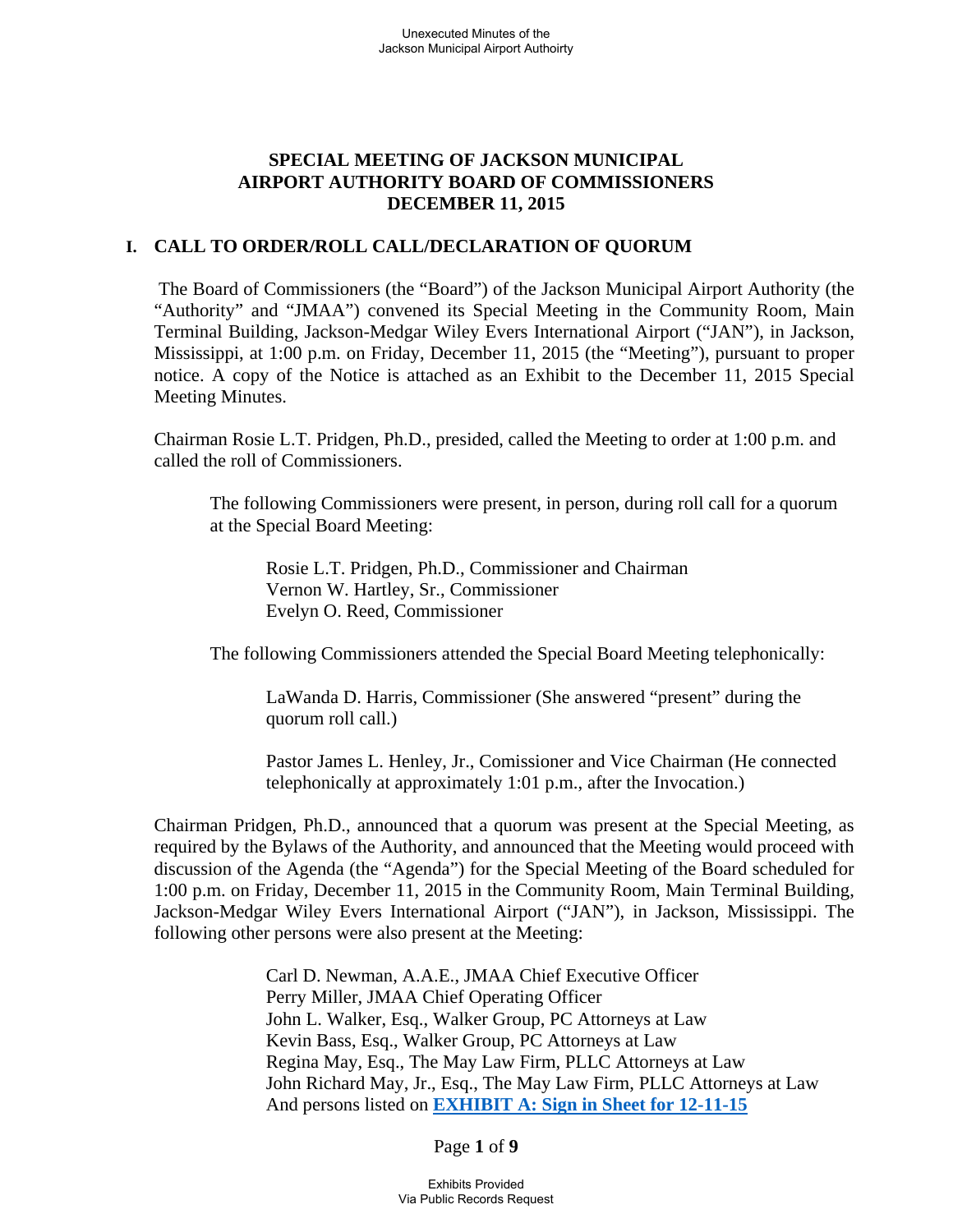# SPECIAL MEETING OF JACKSON MUNICIPAL AIRPORT AUTHORITY BOARD OF COMMISSIONERS DECEMBER 11, 2015

## I. CALL TO ORDER/ROLL CALL/DECLARATION OF QUORUM

The Board of Commissioners (the "Board") of the Jackson Municipal Airport Authority (the "Authority" and "JMAA") convened its Special Meeting in the Community Room, Main Terminal Building, Jackson-Medgar Wiley Evers International Airport ("JAN"), in Jackson, Mississippi, at 1:00 p.m. on Friday, December 11, 2015 (the "Meeting"), pursuant to proper notice. A copy of the Notice is attached as an Exhibit to the December 11, 2015 Special Meeting Minutes.

Chairman Rosie L.T. Pridgen, Ph.D., presided, called the Meeting to order at 1:00 p.m. and called the roll of Commissioners.

> The following Commissioners were present, in person, during roll call for a quorum at the Special Board Meeting:
>
> > Rosie L.T. Pridgen, Ph.D., Commissioner and Chairman
> > Vernon W. Hartley, Sr., Commissioner
> > Evelyn O. Reed, Commissioner
>
> The following Commissioners attended the Special Board Meeting telephonically:
>
> > LaWanda D. Harris, Commissioner (She answered "present" during the quorum roll call.)
> >
> > Pastor James L. Henley, Jr., Comissioner and Vice Chairman (He connected telephonically at approximately 1:01 p.m., after the Invocation.)

Chairman Pridgen, Ph.D., announced that a quorum was present at the Special Meeting, as required by the Bylaws of the Authority, and announced that the Meeting would proceed with discussion of the Agenda (the "Agenda") for the Special Meeting of the Board scheduled for 1:00 p.m. on Friday, December 11, 2015 in the Community Room, Main Terminal Building, Jackson-Medgar Wiley Evers International Airport ("JAN"), in Jackson, Mississippi. The following other persons were also present at the Meeting:

> Carl D. Newman, A.A.E., JMAA Chief Executive Officer
> Perry Miller, JMAA Chief Operating Officer
> John L. Walker, Esq., Walker Group, PC Attorneys at Law
> Kevin Bass, Esq., Walker Group, PC Attorneys at Law
> Regina May, Esq., The May Law Firm, PLLC Attorneys at Law
> John Richard May, Jr., Esq., The May Law Firm, PLLC Attorneys at Law
> And persons listed on **EXHIBIT A: Sign in Sheet for 12-11-15**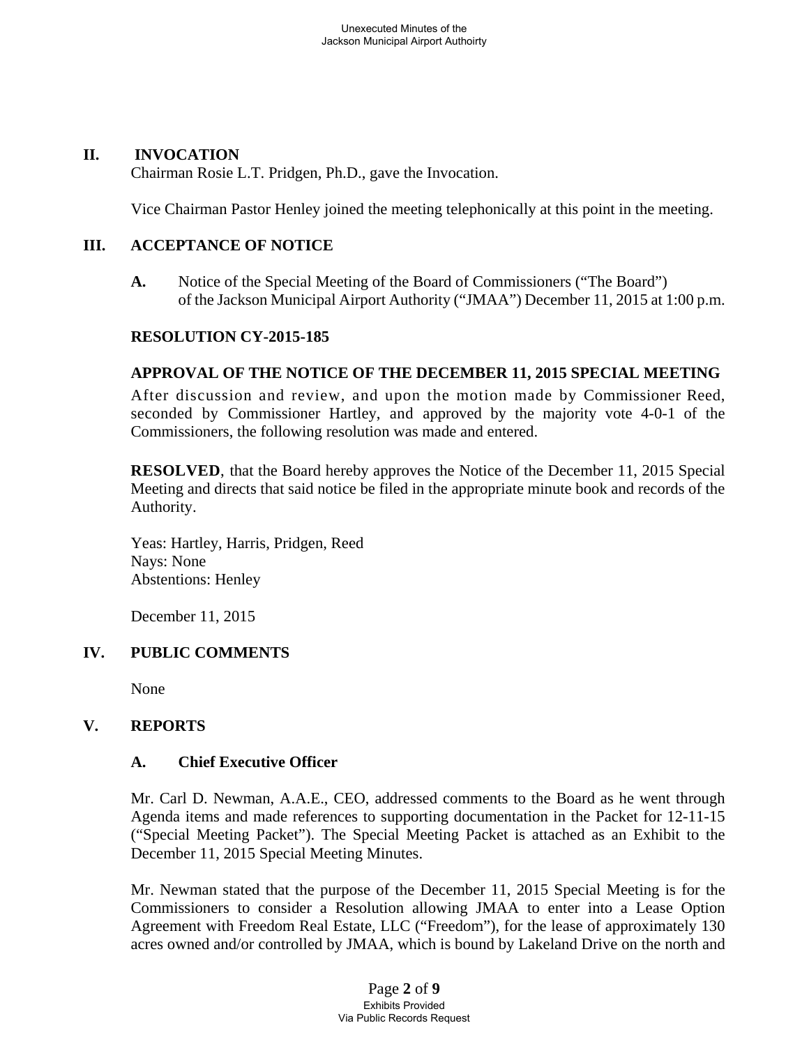## II. INVOCATION

Chairman Rosie L.T. Pridgen, Ph.D., gave the Invocation.

Vice Chairman Pastor Henley joined the meeting telephonically at this point in the meeting.

## III. ACCEPTANCE OF NOTICE

**A.** Notice of the Special Meeting of the Board of Commissioners ("The Board") of the Jackson Municipal Airport Authority ("JMAA") December 11, 2015 at 1:00 p.m.

**RESOLUTION CY-2015-185**

**APPROVAL OF THE NOTICE OF THE DECEMBER 11, 2015 SPECIAL MEETING**

After discussion and review, and upon the motion made by Commissioner Reed, seconded by Commissioner Hartley, and approved by the majority vote 4-0-1 of the Commissioners, the following resolution was made and entered.

**RESOLVED**, that the Board hereby approves the Notice of the December 11, 2015 Special Meeting and directs that said notice be filed in the appropriate minute book and records of the Authority.

Yeas: Hartley, Harris, Pridgen, Reed
Nays: None
Abstentions: Henley

December 11, 2015

## IV. PUBLIC COMMENTS

None

## V. REPORTS

### A. Chief Executive Officer

Mr. Carl D. Newman, A.A.E., CEO, addressed comments to the Board as he went through Agenda items and made references to supporting documentation in the Packet for 12-11-15 ("Special Meeting Packet"). The Special Meeting Packet is attached as an Exhibit to the December 11, 2015 Special Meeting Minutes.

Mr. Newman stated that the purpose of the December 11, 2015 Special Meeting is for the Commissioners to consider a Resolution allowing JMAA to enter into a Lease Option Agreement with Freedom Real Estate, LLC ("Freedom"), for the lease of approximately 130 acres owned and/or controlled by JMAA, which is bound by Lakeland Drive on the north and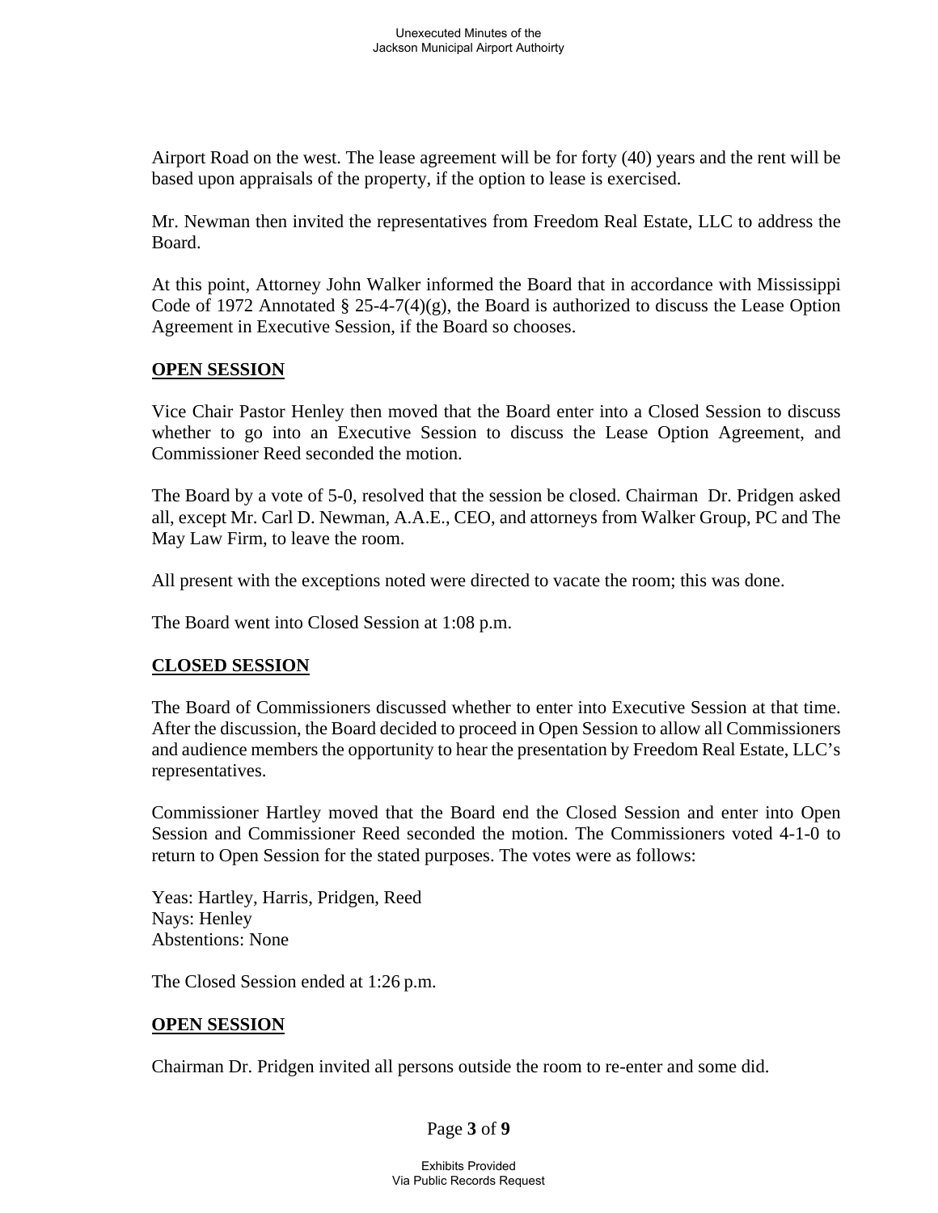Airport Road on the west. The lease agreement will be for forty (40) years and the rent will be based upon appraisals of the property, if the option to lease is exercised.

Mr. Newman then invited the representatives from Freedom Real Estate, LLC to address the Board.

At this point, Attorney John Walker informed the Board that in accordance with Mississippi Code of 1972 Annotated § 25-4-7(4)(g), the Board is authorized to discuss the Lease Option Agreement in Executive Session, if the Board so chooses.

**OPEN SESSION**

Vice Chair Pastor Henley then moved that the Board enter into a Closed Session to discuss whether to go into an Executive Session to discuss the Lease Option Agreement, and Commissioner Reed seconded the motion.

The Board by a vote of 5-0, resolved that the session be closed. Chairman Dr. Pridgen asked all, except Mr. Carl D. Newman, A.A.E., CEO, and attorneys from Walker Group, PC and The May Law Firm, to leave the room.

All present with the exceptions noted were directed to vacate the room; this was done.

The Board went into Closed Session at 1:08 p.m.

**CLOSED SESSION**

The Board of Commissioners discussed whether to enter into Executive Session at that time. After the discussion, the Board decided to proceed in Open Session to allow all Commissioners and audience members the opportunity to hear the presentation by Freedom Real Estate, LLC's representatives.

Commissioner Hartley moved that the Board end the Closed Session and enter into Open Session and Commissioner Reed seconded the motion. The Commissioners voted 4-1-0 to return to Open Session for the stated purposes. The votes were as follows:

Yeas: Hartley, Harris, Pridgen, Reed
Nays: Henley
Abstentions: None

The Closed Session ended at 1:26 p.m.

**OPEN SESSION**

Chairman Dr. Pridgen invited all persons outside the room to re-enter and some did.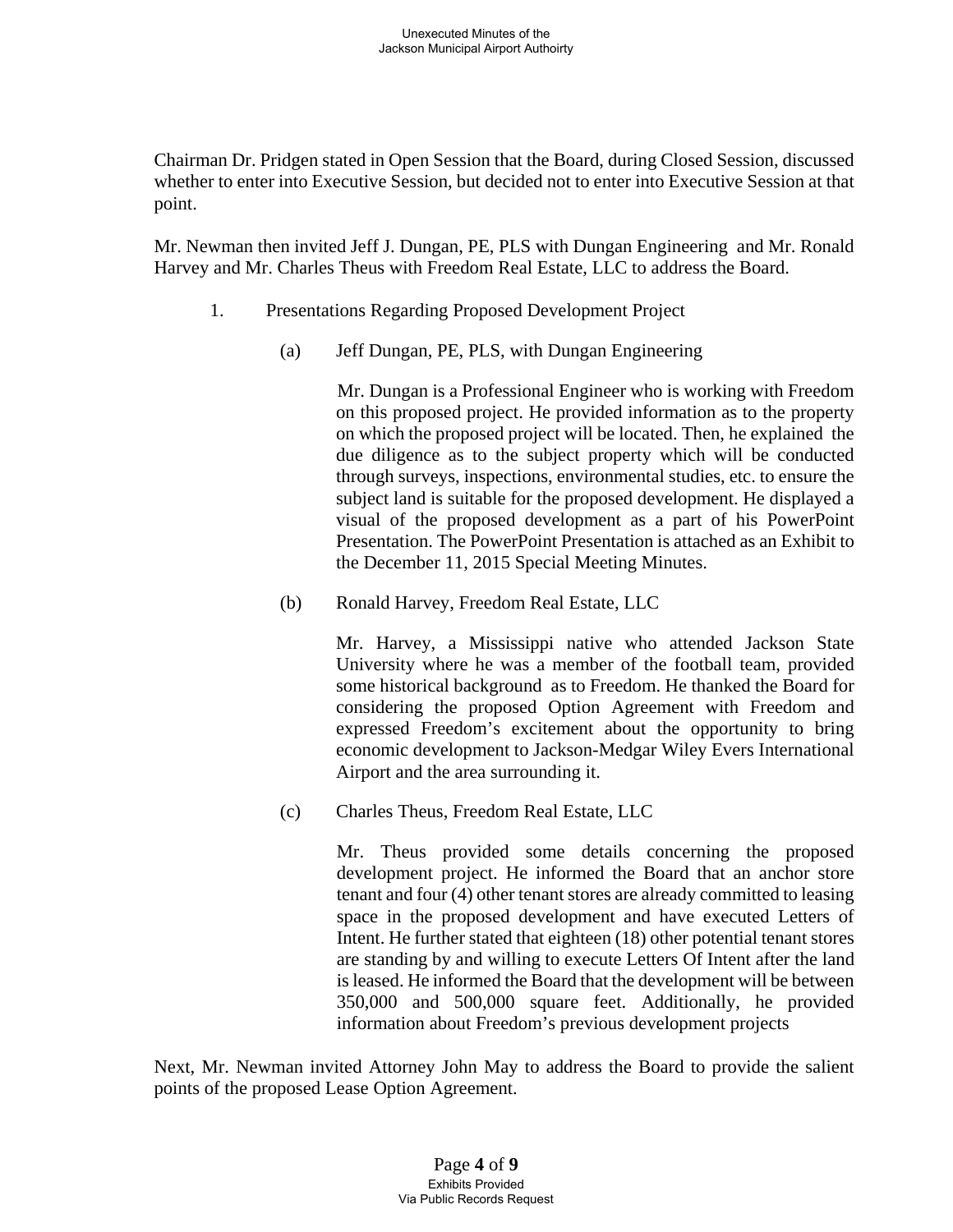Chairman Dr. Pridgen stated in Open Session that the Board, during Closed Session, discussed whether to enter into Executive Session, but decided not to enter into Executive Session at that point.

Mr. Newman then invited Jeff J. Dungan, PE, PLS with Dungan Engineering and Mr. Ronald Harvey and Mr. Charles Theus with Freedom Real Estate, LLC to address the Board.

1. Presentations Regarding Proposed Development Project

   (a) Jeff Dungan, PE, PLS, with Dungan Engineering

   Mr. Dungan is a Professional Engineer who is working with Freedom on this proposed project. He provided information as to the property on which the proposed project will be located. Then, he explained the due diligence as to the subject property which will be conducted through surveys, inspections, environmental studies, etc. to ensure the subject land is suitable for the proposed development. He displayed a visual of the proposed development as a part of his PowerPoint Presentation. The PowerPoint Presentation is attached as an Exhibit to the December 11, 2015 Special Meeting Minutes.

   (b) Ronald Harvey, Freedom Real Estate, LLC

   Mr. Harvey, a Mississippi native who attended Jackson State University where he was a member of the football team, provided some historical background as to Freedom. He thanked the Board for considering the proposed Option Agreement with Freedom and expressed Freedom's excitement about the opportunity to bring economic development to Jackson-Medgar Wiley Evers International Airport and the area surrounding it.

   (c) Charles Theus, Freedom Real Estate, LLC

   Mr. Theus provided some details concerning the proposed development project. He informed the Board that an anchor store tenant and four (4) other tenant stores are already committed to leasing space in the proposed development and have executed Letters of Intent. He further stated that eighteen (18) other potential tenant stores are standing by and willing to execute Letters Of Intent after the land is leased. He informed the Board that the development will be between 350,000 and 500,000 square feet. Additionally, he provided information about Freedom's previous development projects

Next, Mr. Newman invited Attorney John May to address the Board to provide the salient points of the proposed Lease Option Agreement.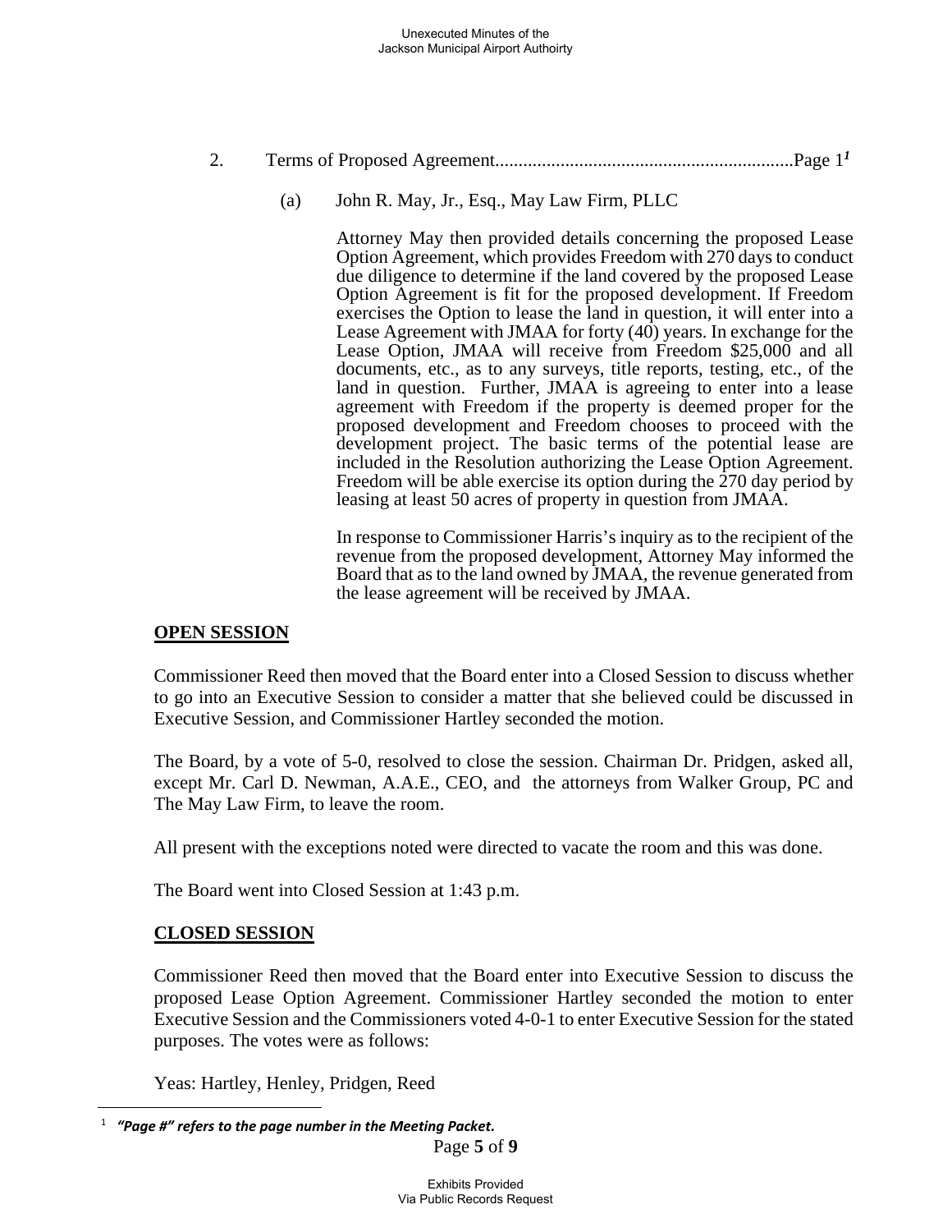2. Terms of Proposed Agreement................................................................Page 1[1]

   (a) John R. May, Jr., Esq., May Law Firm, PLLC

   Attorney May then provided details concerning the proposed Lease Option Agreement, which provides Freedom with 270 days to conduct due diligence to determine if the land covered by the proposed Lease Option Agreement is fit for the proposed development. If Freedom exercises the Option to lease the land in question, it will enter into a Lease Agreement with JMAA for forty (40) years. In exchange for the Lease Option, JMAA will receive from Freedom $25,000 and all documents, etc., as to any surveys, title reports, testing, etc., of the land in question. Further, JMAA is agreeing to enter into a lease agreement with Freedom if the property is deemed proper for the proposed development and Freedom chooses to proceed with the development project. The basic terms of the potential lease are included in the Resolution authorizing the Lease Option Agreement. Freedom will be able exercise its option during the 270 day period by leasing at least 50 acres of property in question from JMAA.

   In response to Commissioner Harris's inquiry as to the recipient of the revenue from the proposed development, Attorney May informed the Board that as to the land owned by JMAA, the revenue generated from the lease agreement will be received by JMAA.

**OPEN SESSION**

Commissioner Reed then moved that the Board enter into a Closed Session to discuss whether to go into an Executive Session to consider a matter that she believed could be discussed in Executive Session, and Commissioner Hartley seconded the motion.

The Board, by a vote of 5-0, resolved to close the session. Chairman Dr. Pridgen, asked all, except Mr. Carl D. Newman, A.A.E., CEO, and the attorneys from Walker Group, PC and The May Law Firm, to leave the room.

All present with the exceptions noted were directed to vacate the room and this was done.

The Board went into Closed Session at 1:43 p.m.

**CLOSED SESSION**

Commissioner Reed then moved that the Board enter into Executive Session to discuss the proposed Lease Option Agreement. Commissioner Hartley seconded the motion to enter Executive Session and the Commissioners voted 4-0-1 to enter Executive Session for the stated purposes. The votes were as follows:

Yeas: Hartley, Henley, Pridgen, Reed

---

[1] ***"Page #" refers to the page number in the Meeting Packet.***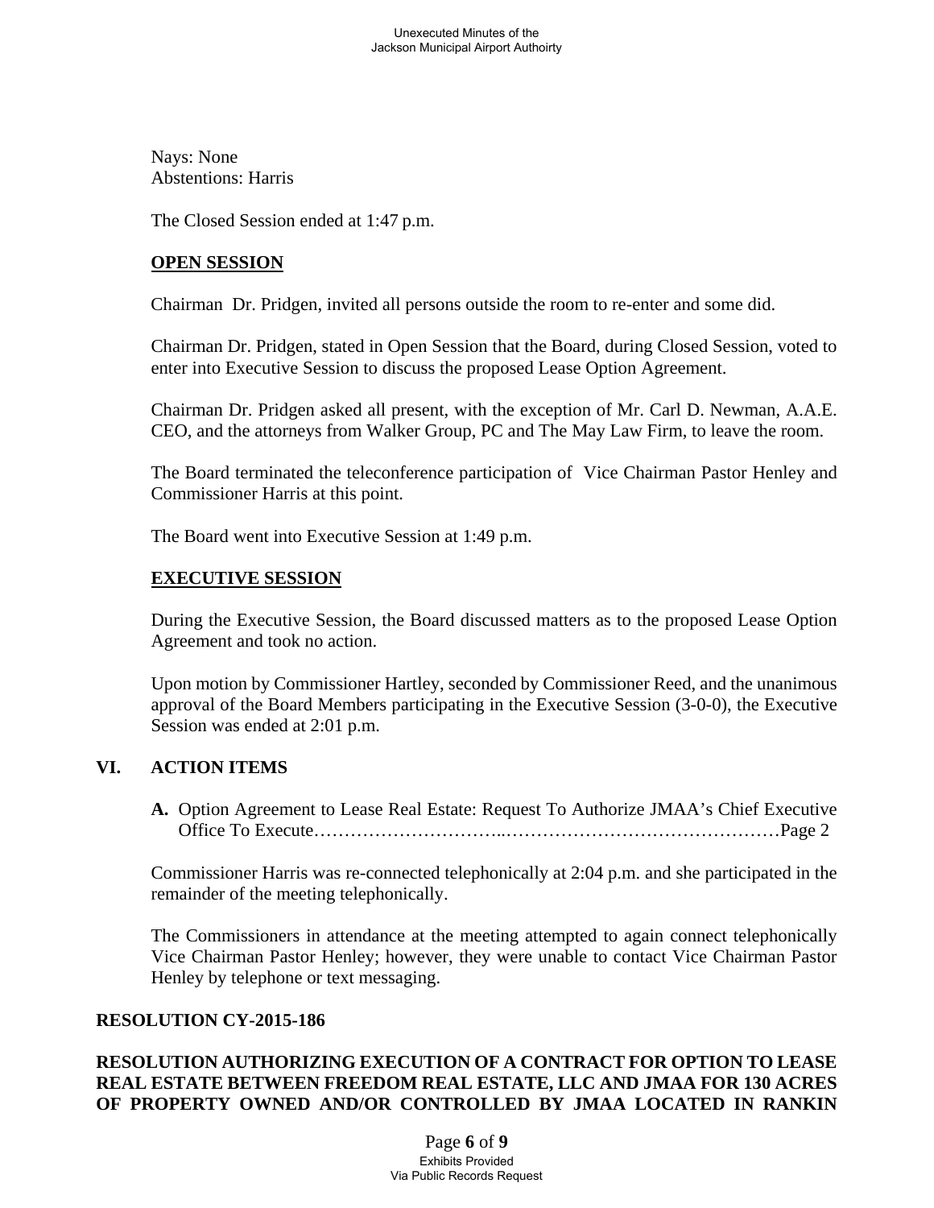Nays: None
Abstentions: Harris

The Closed Session ended at 1:47 p.m.

**OPEN SESSION**

Chairman Dr. Pridgen, invited all persons outside the room to re-enter and some did.

Chairman Dr. Pridgen, stated in Open Session that the Board, during Closed Session, voted to enter into Executive Session to discuss the proposed Lease Option Agreement.

Chairman Dr. Pridgen asked all present, with the exception of Mr. Carl D. Newman, A.A.E. CEO, and the attorneys from Walker Group, PC and The May Law Firm, to leave the room.

The Board terminated the teleconference participation of Vice Chairman Pastor Henley and Commissioner Harris at this point.

The Board went into Executive Session at 1:49 p.m.

**EXECUTIVE SESSION**

During the Executive Session, the Board discussed matters as to the proposed Lease Option Agreement and took no action.

Upon motion by Commissioner Hartley, seconded by Commissioner Reed, and the unanimous approval of the Board Members participating in the Executive Session (3-0-0), the Executive Session was ended at 2:01 p.m.

## VI. ACTION ITEMS

**A.** Option Agreement to Lease Real Estate: Request To Authorize JMAA's Chief Executive Office To Execute…………………………..………………………………………Page 2

Commissioner Harris was re-connected telephonically at 2:04 p.m. and she participated in the remainder of the meeting telephonically.

The Commissioners in attendance at the meeting attempted to again connect telephonically Vice Chairman Pastor Henley; however, they were unable to contact Vice Chairman Pastor Henley by telephone or text messaging.

**RESOLUTION CY-2015-186**

**RESOLUTION AUTHORIZING EXECUTION OF A CONTRACT FOR OPTION TO LEASE REAL ESTATE BETWEEN FREEDOM REAL ESTATE, LLC AND JMAA FOR 130 ACRES OF PROPERTY OWNED AND/OR CONTROLLED BY JMAA LOCATED IN RANKIN**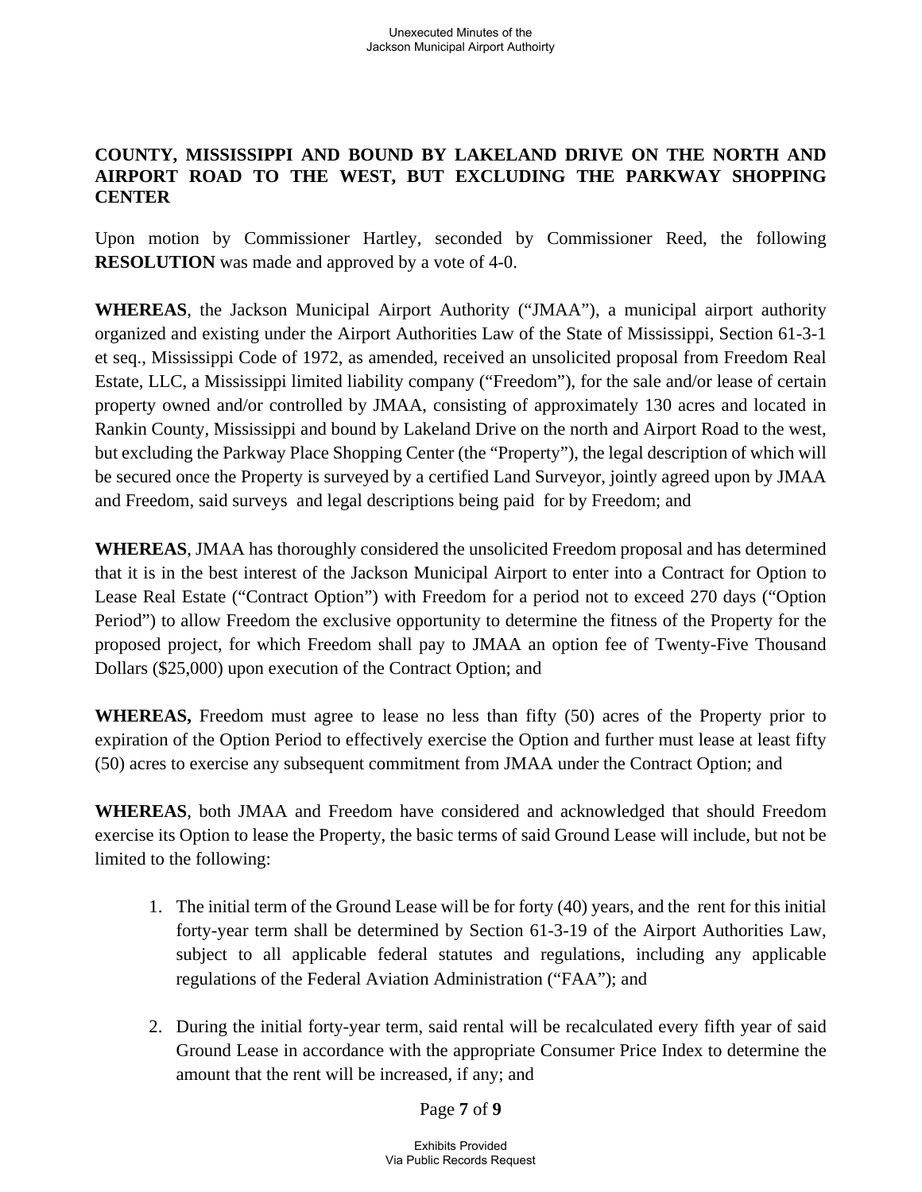**COUNTY, MISSISSIPPI AND BOUND BY LAKELAND DRIVE ON THE NORTH AND AIRPORT ROAD TO THE WEST, BUT EXCLUDING THE PARKWAY SHOPPING CENTER**

Upon motion by Commissioner Hartley, seconded by Commissioner Reed, the following **RESOLUTION** was made and approved by a vote of 4-0.

**WHEREAS**, the Jackson Municipal Airport Authority ("JMAA"), a municipal airport authority organized and existing under the Airport Authorities Law of the State of Mississippi, Section 61-3-1 et seq., Mississippi Code of 1972, as amended, received an unsolicited proposal from Freedom Real Estate, LLC, a Mississippi limited liability company ("Freedom"), for the sale and/or lease of certain property owned and/or controlled by JMAA, consisting of approximately 130 acres and located in Rankin County, Mississippi and bound by Lakeland Drive on the north and Airport Road to the west, but excluding the Parkway Place Shopping Center (the "Property"), the legal description of which will be secured once the Property is surveyed by a certified Land Surveyor, jointly agreed upon by JMAA and Freedom, said surveys and legal descriptions being paid for by Freedom; and

**WHEREAS**, JMAA has thoroughly considered the unsolicited Freedom proposal and has determined that it is in the best interest of the Jackson Municipal Airport to enter into a Contract for Option to Lease Real Estate ("Contract Option") with Freedom for a period not to exceed 270 days ("Option Period") to allow Freedom the exclusive opportunity to determine the fitness of the Property for the proposed project, for which Freedom shall pay to JMAA an option fee of Twenty-Five Thousand Dollars ($25,000) upon execution of the Contract Option; and

**WHEREAS,** Freedom must agree to lease no less than fifty (50) acres of the Property prior to expiration of the Option Period to effectively exercise the Option and further must lease at least fifty (50) acres to exercise any subsequent commitment from JMAA under the Contract Option; and

**WHEREAS**, both JMAA and Freedom have considered and acknowledged that should Freedom exercise its Option to lease the Property, the basic terms of said Ground Lease will include, but not be limited to the following:

1. The initial term of the Ground Lease will be for forty (40) years, and the rent for this initial forty-year term shall be determined by Section 61-3-19 of the Airport Authorities Law, subject to all applicable federal statutes and regulations, including any applicable regulations of the Federal Aviation Administration ("FAA"); and

2. During the initial forty-year term, said rental will be recalculated every fifth year of said Ground Lease in accordance with the appropriate Consumer Price Index to determine the amount that the rent will be increased, if any; and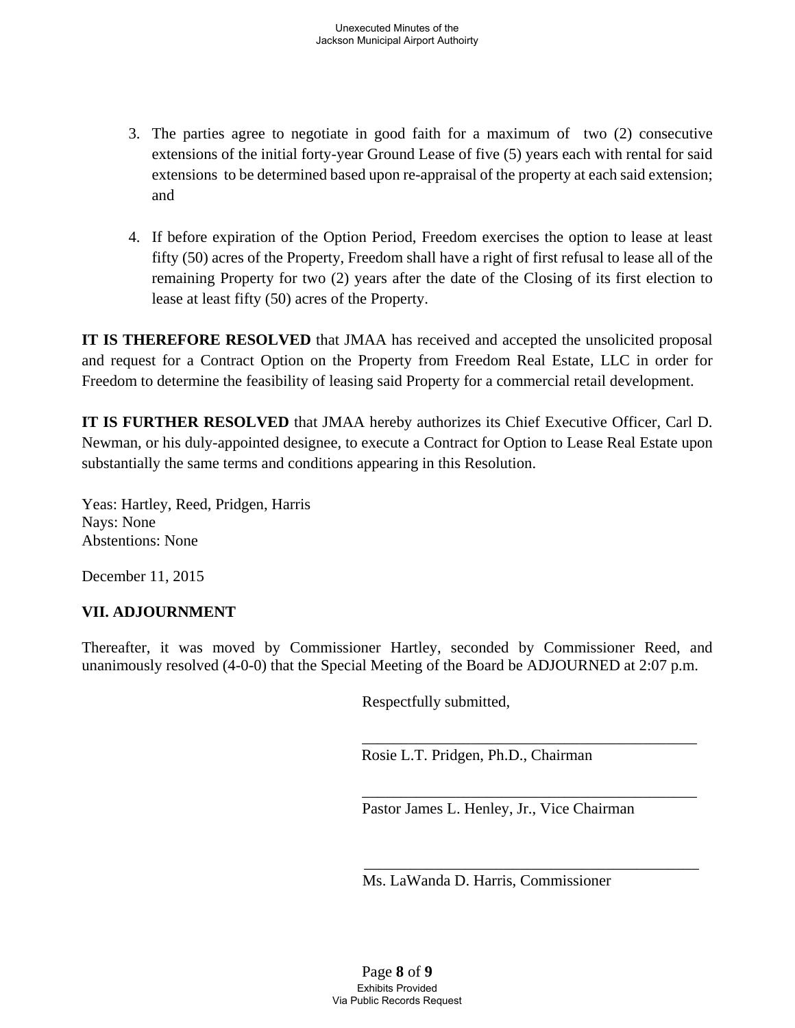3. The parties agree to negotiate in good faith for a maximum of two (2) consecutive extensions of the initial forty-year Ground Lease of five (5) years each with rental for said extensions to be determined based upon re-appraisal of the property at each said extension; and

4. If before expiration of the Option Period, Freedom exercises the option to lease at least fifty (50) acres of the Property, Freedom shall have a right of first refusal to lease all of the remaining Property for two (2) years after the date of the Closing of its first election to lease at least fifty (50) acres of the Property.

**IT IS THEREFORE RESOLVED** that JMAA has received and accepted the unsolicited proposal and request for a Contract Option on the Property from Freedom Real Estate, LLC in order for Freedom to determine the feasibility of leasing said Property for a commercial retail development.

**IT IS FURTHER RESOLVED** that JMAA hereby authorizes its Chief Executive Officer, Carl D. Newman, or his duly-appointed designee, to execute a Contract for Option to Lease Real Estate upon substantially the same terms and conditions appearing in this Resolution.

Yeas: Hartley, Reed, Pridgen, Harris
Nays: None
Abstentions: None

December 11, 2015

**VII. ADJOURNMENT**

Thereafter, it was moved by Commissioner Hartley, seconded by Commissioner Reed, and unanimously resolved (4-0-0) that the Special Meeting of the Board be ADJOURNED at 2:07 p.m.

Respectfully submitted,

_____________________________________________
Rosie L.T. Pridgen, Ph.D., Chairman

_____________________________________________
Pastor James L. Henley, Jr., Vice Chairman

_____________________________________________
Ms. LaWanda D. Harris, Commissioner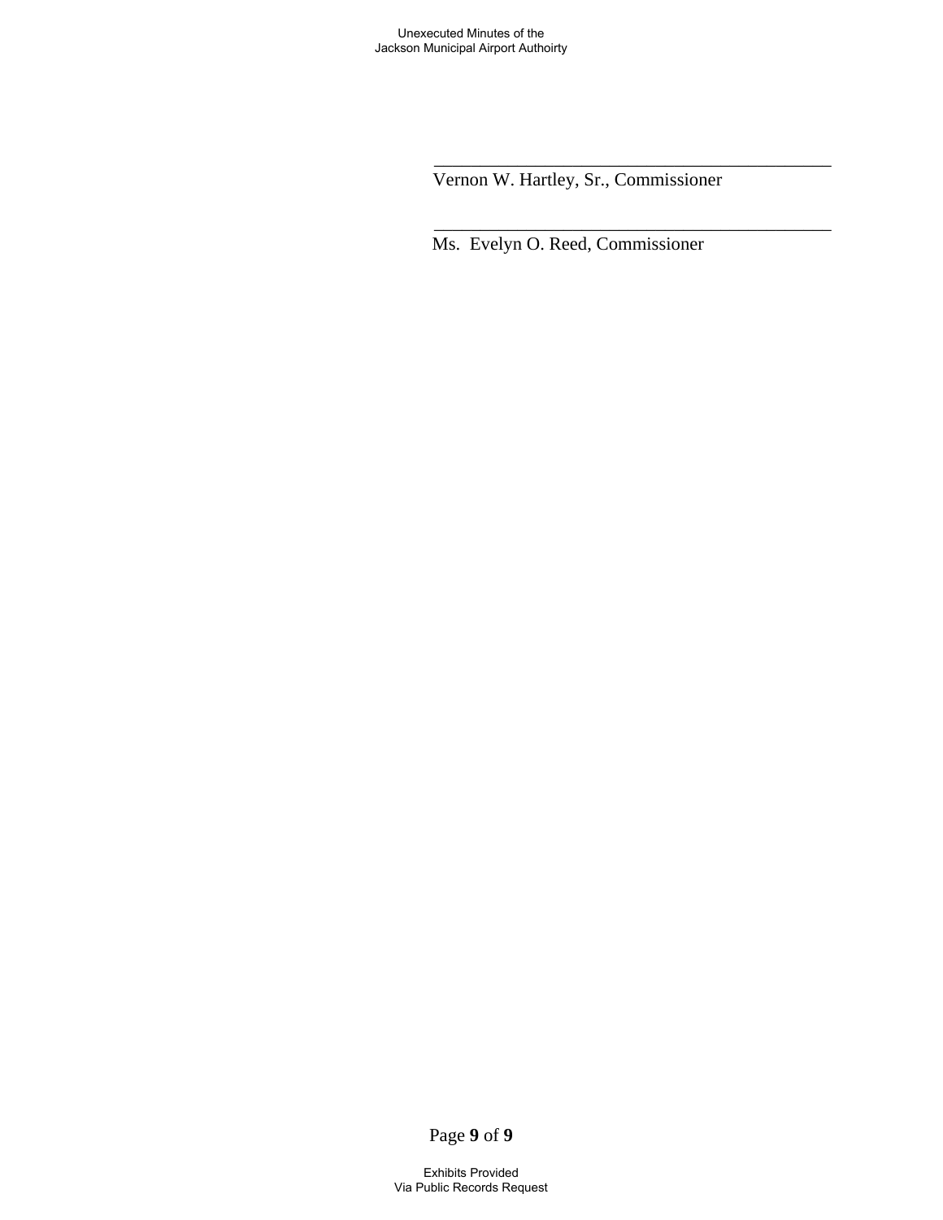______________________________________________
Vernon W. Hartley, Sr., Commissioner

______________________________________________
Ms. Evelyn O. Reed, Commissioner